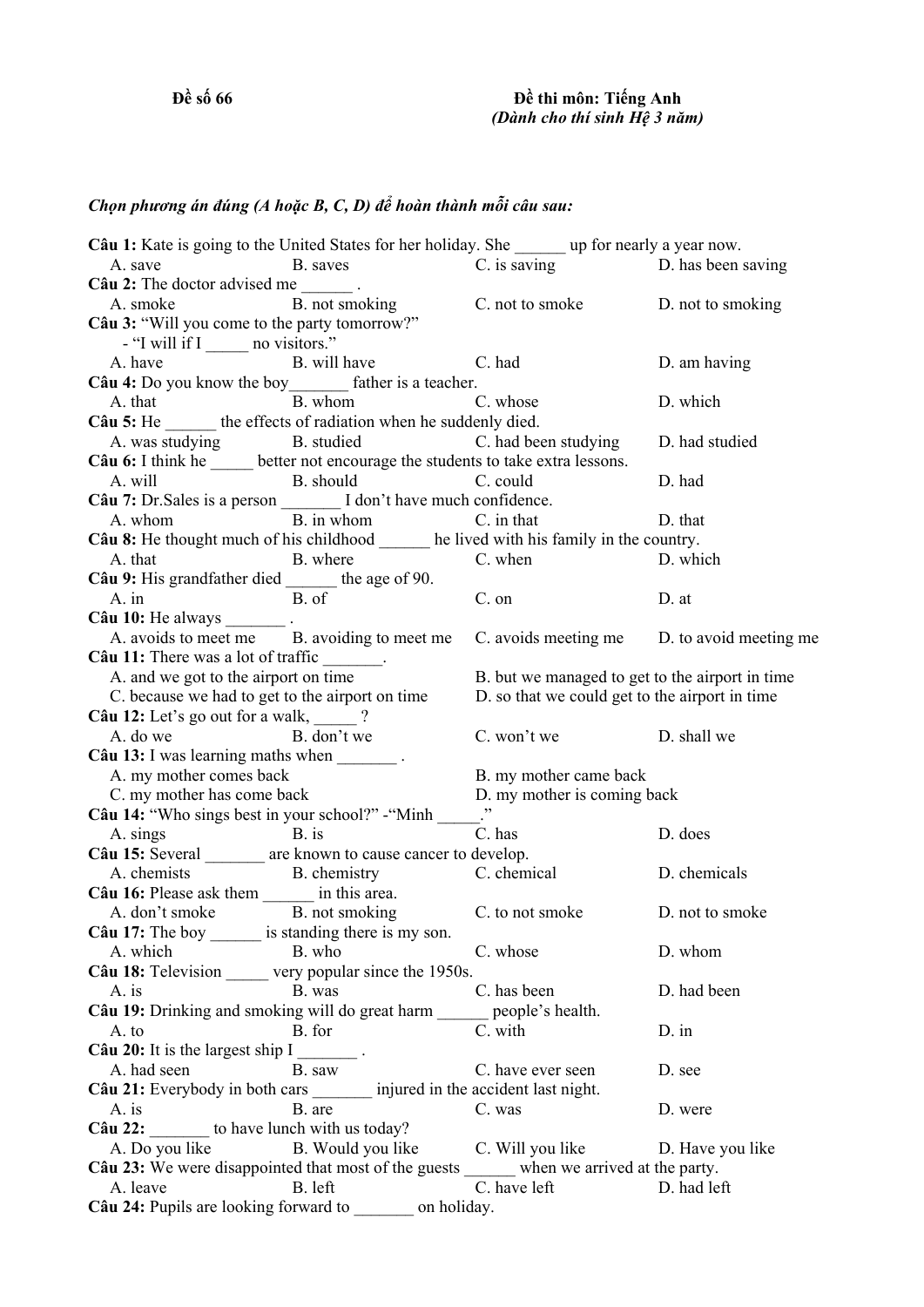**Đề số 66** **Đề thi môn: Tiếng Anh**
***(Dành cho thí sinh Hệ 3 năm)***

***Chọn phương án đúng (A hoặc B, C, D) để hoàn thành mỗi câu sau:***

**Câu 1:** Kate is going to the United States for her holiday. She ______ up for nearly a year now.
A. save B. saves C. is saving D. has been saving

**Câu 2:** The doctor advised me ______ .
A. smoke B. not smoking C. not to smoke D. not to smoking

**Câu 3:** "Will you come to the party tomorrow?"
- "I will if I _____ no visitors."
A. have B. will have C. had D. am having

**Câu 4:** Do you know the boy_______ father is a teacher.
A. that B. whom C. whose D. which

**Câu 5:** He ______ the effects of radiation when he suddenly died.
A. was studying B. studied C. had been studying D. had studied

**Câu 6:** I think he _____ better not encourage the students to take extra lessons.
A. will B. should C. could D. had

**Câu 7:** Dr.Sales is a person _______ I don't have much confidence.
A. whom B. in whom C. in that D. that

**Câu 8:** He thought much of his childhood ______ he lived with his family in the country.
A. that B. where C. when D. which

**Câu 9:** His grandfather died ______ the age of 90.
A. in B. of C. on D. at

**Câu 10:** He always _______ .
A. avoids to meet me B. avoiding to meet me C. avoids meeting me D. to avoid meeting me

**Câu 11:** There was a lot of traffic _______.
A. and we got to the airport on time
B. but we managed to get to the airport in time
C. because we had to get to the airport on time
D. so that we could get to the airport in time

**Câu 12:** Let's go out for a walk, _____ ?
A. do we B. don't we C. won't we D. shall we

**Câu 13:** I was learning maths when _______ .
A. my mother comes back
B. my mother came back
C. my mother has come back
D. my mother is coming back

**Câu 14:** "Who sings best in your school?" -"Minh _____."
A. sings B. is C. has D. does

**Câu 15:** Several _______ are known to cause cancer to develop.
A. chemists B. chemistry C. chemical D. chemicals

**Câu 16:** Please ask them ______ in this area.
A. don't smoke B. not smoking C. to not smoke D. not to smoke

**Câu 17:** The boy ______ is standing there is my son.
A. which B. who C. whose D. whom

**Câu 18:** Television _____ very popular since the 1950s.
A. is B. was C. has been D. had been

**Câu 19:** Drinking and smoking will do great harm ______ people's health.
A. to B. for C. with D. in

**Câu 20:** It is the largest ship I _______ .
A. had seen B. saw C. have ever seen D. see

**Câu 21:** Everybody in both cars _______ injured in the accident last night.
A. is B. are C. was D. were

**Câu 22:** _______ to have lunch with us today?
A. Do you like B. Would you like C. Will you like D. Have you like

**Câu 23:** We were disappointed that most of the guests ______ when we arrived at the party.
A. leave B. left C. have left D. had left

**Câu 24:** Pupils are looking forward to _______ on holiday.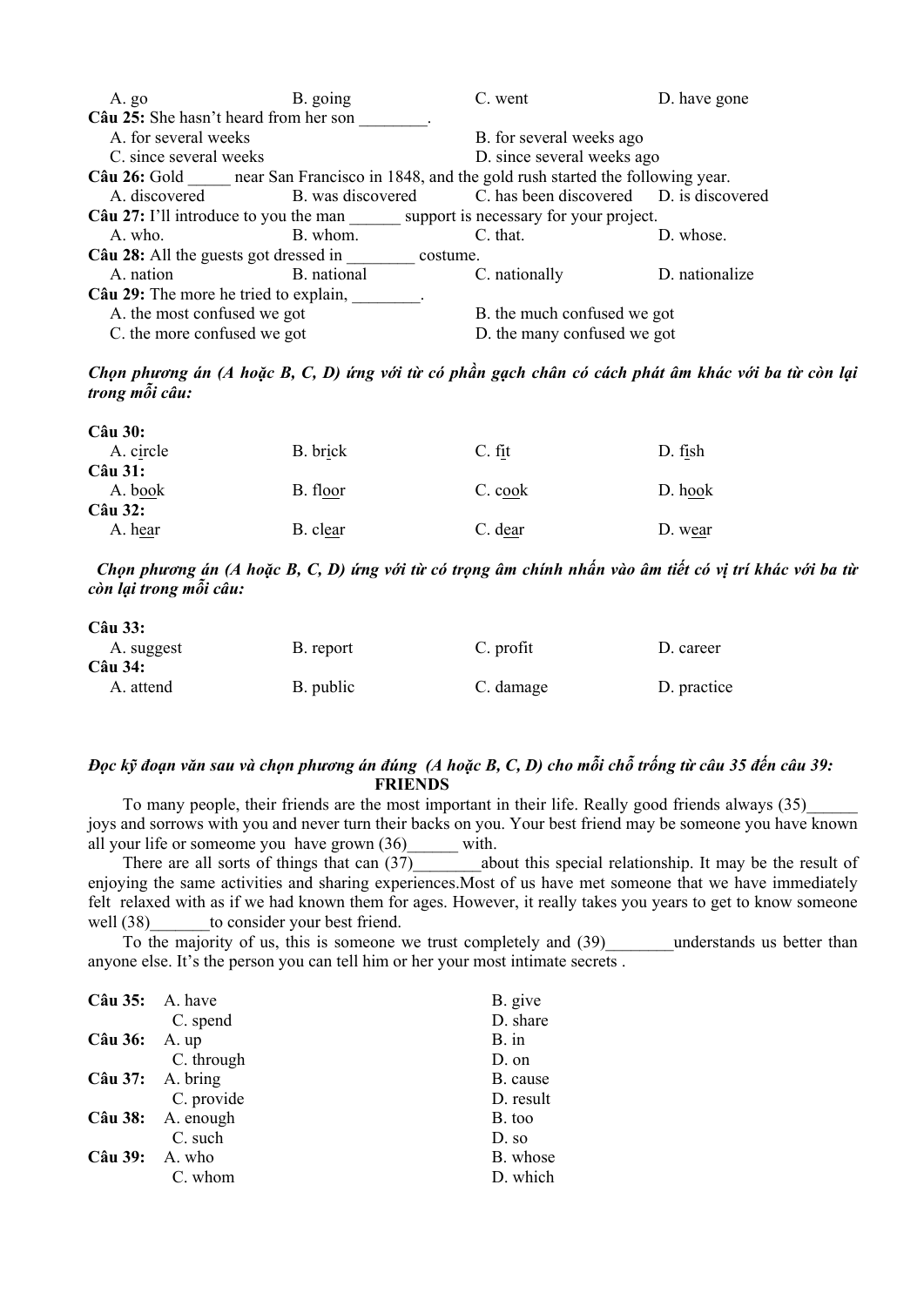A. go B. going C. went D. have gone

**Câu 25:** She hasn't heard from her son ________.

A. for several weeks B. for several weeks ago

C. since several weeks D. since several weeks ago

**Câu 26:** Gold _____ near San Francisco in 1848, and the gold rush started the following year.

A. discovered B. was discovered C. has been discovered D. is discovered

**Câu 27:** I'll introduce to you the man ______ support is necessary for your project.

A. who. B. whom. C. that. D. whose.

**Câu 28:** All the guests got dressed in ________ costume.

A. nation B. national C. nationally D. nationalize

**Câu 29:** The more he tried to explain, ________.

A. the most confused we got B. the much confused we got

C. the more confused we got D. the many confused we got

***Chọn phương án (A hoặc B, C, D) ứng với từ có phần gạch chân có cách phát âm khác với ba từ còn lại trong mỗi câu:***

**Câu 30:**

A. c<u>i</u>rcle B. br<u>i</u>ck C. f<u>i</u>t D. f<u>i</u>sh

**Câu 31:**

A. b<u>oo</u>k B. fl<u>oo</u>r C. c<u>oo</u>k D. h<u>oo</u>k

**Câu 32:**

A. h<u>ea</u>r B. cl<u>ea</u>r C. d<u>ea</u>r D. w<u>ea</u>r

***Chọn phương án (A hoặc B, C, D) ứng với từ có trọng âm chính nhấn vào âm tiết có vị trí khác với ba từ còn lại trong mỗi câu:***

**Câu 33:**

A. suggest B. report C. profit D. career

**Câu 34:**

A. attend B. public C. damage D. practice

***Đọc kỹ đoạn văn sau và chọn phương án đúng (A hoặc B, C, D) cho mỗi chỗ trống từ câu 35 đến câu 39:***

**FRIENDS**

To many people, their friends are the most important in their life. Really good friends always (35)______ joys and sorrows with you and never turn their backs on you. Your best friend may be someone you have known all your life or someome you have grown (36)______ with.

There are all sorts of things that can (37)________about this special relationship. It may be the result of enjoying the same activities and sharing experiences.Most of us have met someone that we have immediately felt relaxed with as if we had known them for ages. However, it really takes you years to get to know someone well (38)_______to consider your best friend.

To the majority of us, this is someone we trust completely and (39)________understands us better than anyone else. It's the person you can tell him or her your most intimate secrets .

**Câu 35:** A. have B. give C. spend D. share

**Câu 36:** A. up B. in C. through D. on

**Câu 37:** A. bring B. cause C. provide D. result

**Câu 38:** A. enough B. too C. such D. so

**Câu 39:** A. who B. whose C. whom D. which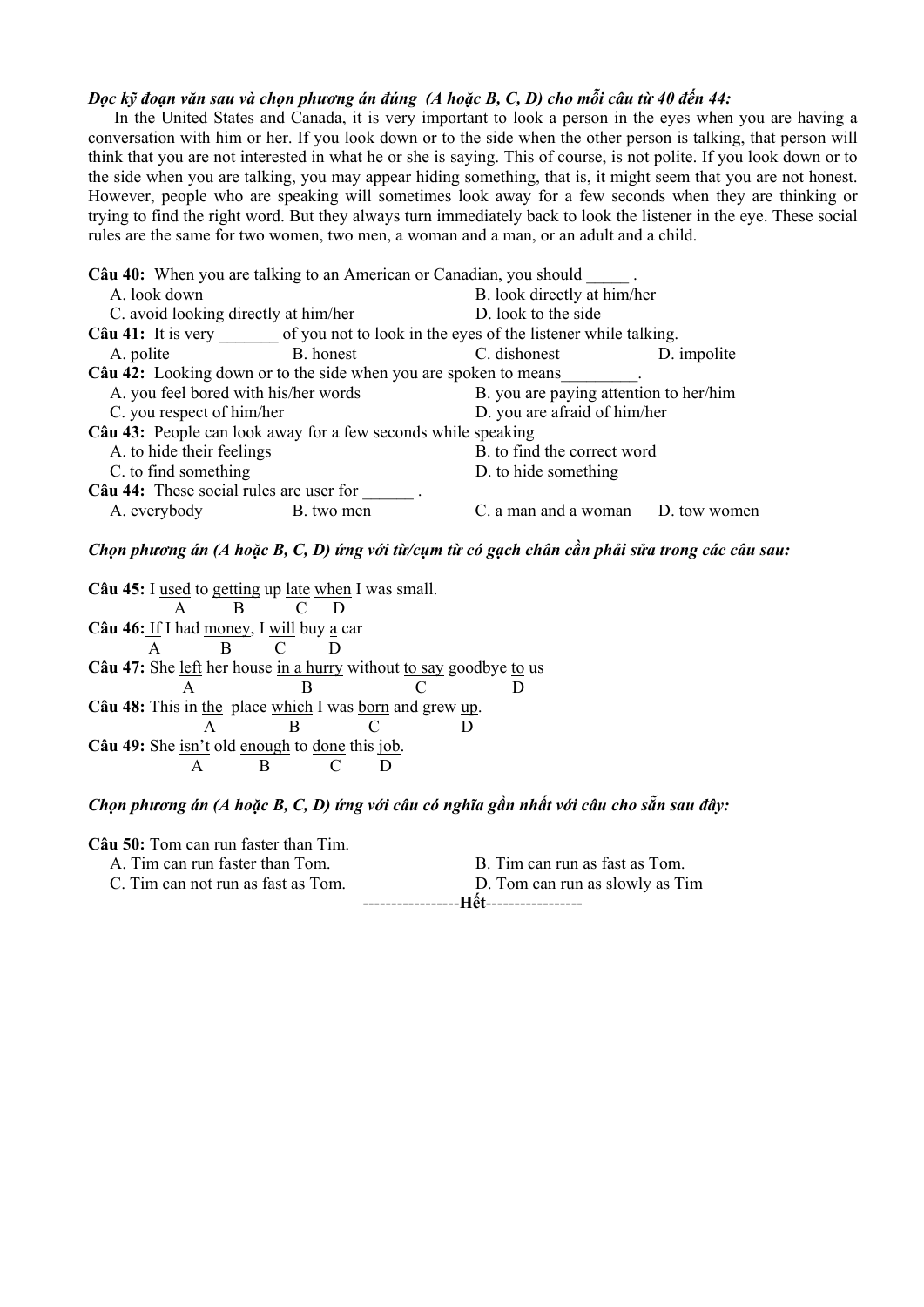***Đọc kỹ đoạn văn sau và chọn phương án đúng (A hoặc B, C, D) cho mỗi câu từ 40 đến 44:***

In the United States and Canada, it is very important to look a person in the eyes when you are having a conversation with him or her. If you look down or to the side when the other person is talking, that person will think that you are not interested in what he or she is saying. This of course, is not polite. If you look down or to the side when you are talking, you may appear hiding something, that is, it might seem that you are not honest. However, people who are speaking will sometimes look away for a few seconds when they are thinking or trying to find the right word. But they always turn immediately back to look the listener in the eye. These social rules are the same for two women, two men, a woman and a man, or an adult and a child.

**Câu 40:** When you are talking to an American or Canadian, you should _____ .

A. look down
B. look directly at him/her
C. avoid looking directly at him/her
D. look to the side

**Câu 41:** It is very _______ of you not to look in the eyes of the listener while talking.

A. polite
B. honest
C. dishonest
D. impolite

**Câu 42:** Looking down or to the side when you are spoken to means_________.

A. you feel bored with his/her words
B. you are paying attention to her/him
C. you respect of him/her
D. you are afraid of him/her

**Câu 43:** People can look away for a few seconds while speaking

A. to hide their feelings
B. to find the correct word
C. to find something
D. to hide something

**Câu 44:** These social rules are user for ______ .

A. everybody
B. two men
C. a man and a woman
D. tow women

***Chọn phương án (A hoặc B, C, D) ứng với từ/cụm từ có gạch chân cần phải sửa trong các câu sau:***

**Câu 45:** I <u>used</u> to <u>getting</u> up <u>late</u> <u>when</u> I was small.
A: used; B: getting; C: late; D: when

**Câu 46:** <u>If</u> I had <u>money</u>, I <u>will</u> buy <u>a</u> car
A: If; B: money; C: will; D: a

**Câu 47:** She <u>left</u> her house <u>in a hurry</u> without <u>to say</u> goodbye <u>to</u> us
A: left; B: in a hurry; C: to say; D: to

**Câu 48:** This in <u>the</u> place <u>which</u> I was <u>born</u> and grew <u>up</u>.
A: the; B: which; C: born; D: up

**Câu 49:** She <u>isn't</u> old <u>enough</u> to <u>done</u> this <u>job</u>.
A: isn't; B: enough; C: done; D: job

***Chọn phương án (A hoặc B, C, D) ứng với câu có nghĩa gần nhất với câu cho sẵn sau đây:***

**Câu 50:** Tom can run faster than Tim.

A. Tim can run faster than Tom.
B. Tim can run as fast as Tom.
C. Tim can not run as fast as Tom.
D. Tom can run as slowly as Tim

-----------------**Hết**-----------------